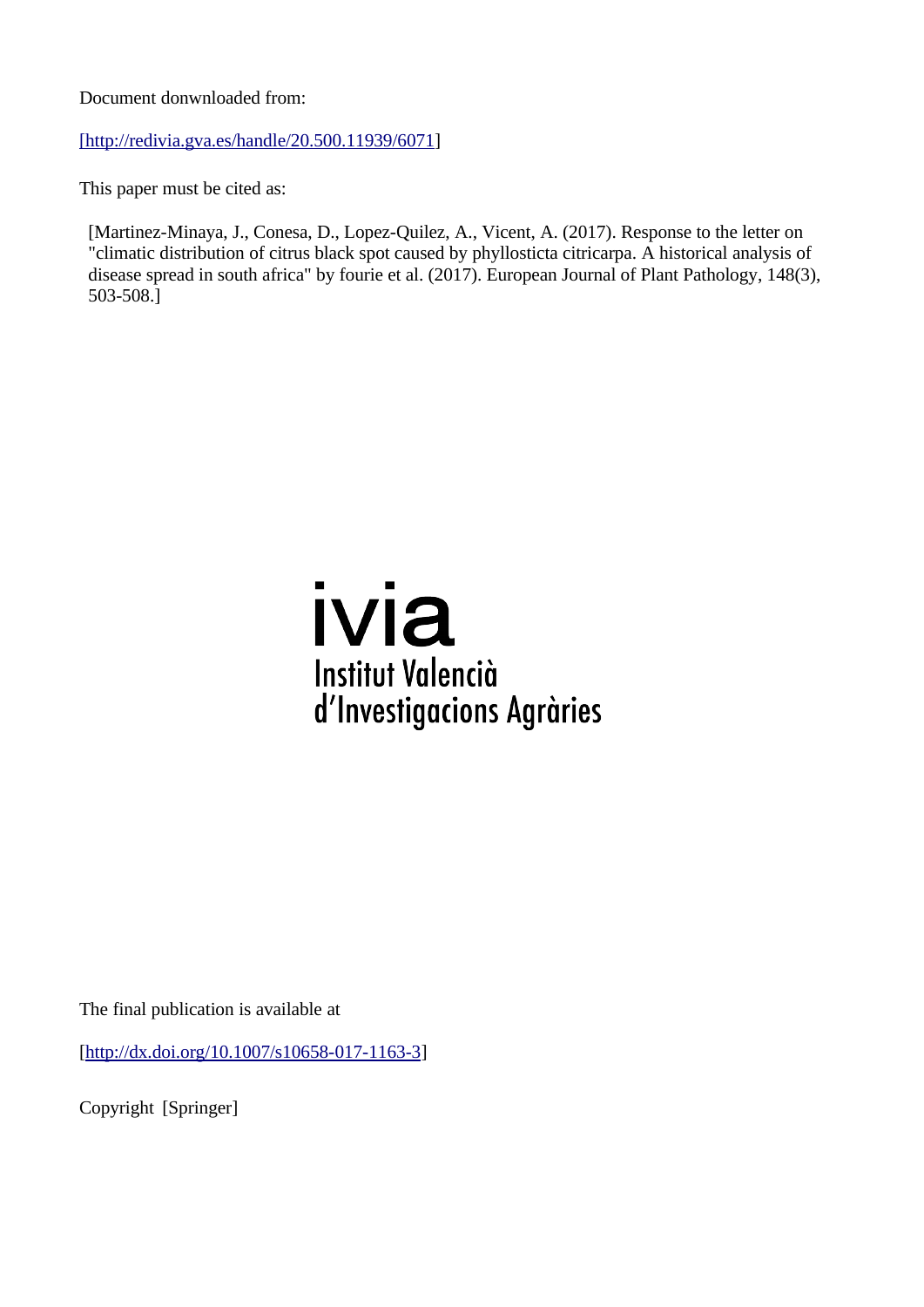Document donwnloaded from:

[http://redivia.gva.es/handle/20.500.11939/6071]

This paper must be cited as:

[Martinez-Minaya, J., Conesa, D., Lopez-Quilez, A., Vicent, A. (2017). Response to the letter on "climatic distribution of citrus black spot caused by phyllosticta citricarpa. A historical analysis of disease spread in south africa" by fourie et al. (2017). European Journal of Plant Pathology, 148(3), 503-508.]

ivia
Institut Valencià
d'Investigacions Agràries

The final publication is available at

[http://dx.doi.org/10.1007/s10658-017-1163-3]

Copyright [Springer]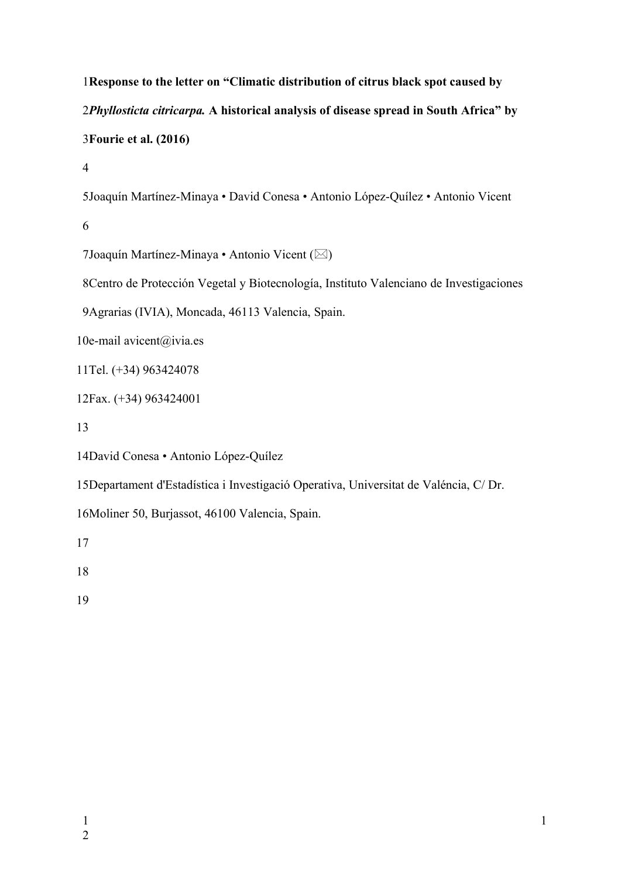**Response to the letter on "Climatic distribution of citrus black spot caused by *Phyllosticta citricarpa.* A historical analysis of disease spread in South Africa" by Fourie et al. (2016)**

Joaquín Martínez-Minaya • David Conesa • Antonio López-Quílez • Antonio Vicent

Joaquín Martínez-Minaya • Antonio Vicent (✉)

Centro de Protección Vegetal y Biotecnología, Instituto Valenciano de Investigaciones Agrarias (IVIA), Moncada, 46113 Valencia, Spain.

e-mail avicent@ivia.es

Tel. (+34) 963424078

Fax. (+34) 963424001

David Conesa • Antonio López-Quílez

Departament d'Estadística i Investigació Operativa, Universitat de Valéncia, C/ Dr. Moliner 50, Burjassot, 46100 Valencia, Spain.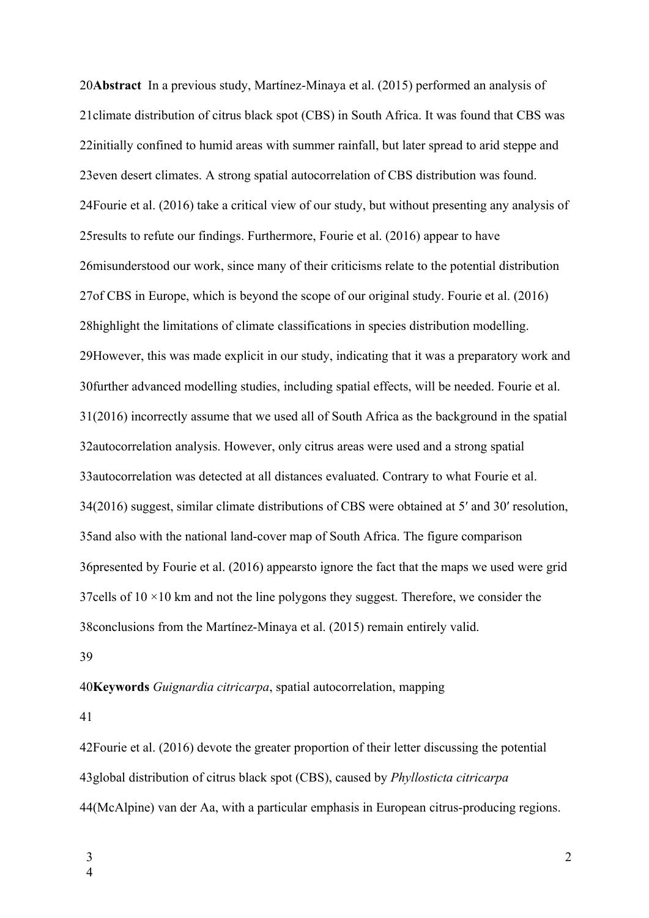**Abstract** In a previous study, Martínez-Minaya et al. (2015) performed an analysis of climate distribution of citrus black spot (CBS) in South Africa. It was found that CBS was initially confined to humid areas with summer rainfall, but later spread to arid steppe and even desert climates. A strong spatial autocorrelation of CBS distribution was found. Fourie et al. (2016) take a critical view of our study, but without presenting any analysis of results to refute our findings. Furthermore, Fourie et al. (2016) appear to have misunderstood our work, since many of their criticisms relate to the potential distribution of CBS in Europe, which is beyond the scope of our original study. Fourie et al. (2016) highlight the limitations of climate classifications in species distribution modelling. However, this was made explicit in our study, indicating that it was a preparatory work and further advanced modelling studies, including spatial effects, will be needed. Fourie et al. (2016) incorrectly assume that we used all of South Africa as the background in the spatial autocorrelation analysis. However, only citrus areas were used and a strong spatial autocorrelation was detected at all distances evaluated. Contrary to what Fourie et al. (2016) suggest, similar climate distributions of CBS were obtained at 5′ and 30′ resolution, and also with the national land-cover map of South Africa. The figure comparison presented by Fourie et al. (2016) appearsto ignore the fact that the maps we used were grid cells of 10 ×10 km and not the line polygons they suggest. Therefore, we consider the conclusions from the Martínez-Minaya et al. (2015) remain entirely valid.

**Keywords** *Guignardia citricarpa*, spatial autocorrelation, mapping

Fourie et al. (2016) devote the greater proportion of their letter discussing the potential global distribution of citrus black spot (CBS), caused by *Phyllosticta citricarpa* (McAlpine) van der Aa, with a particular emphasis in European citrus-producing regions.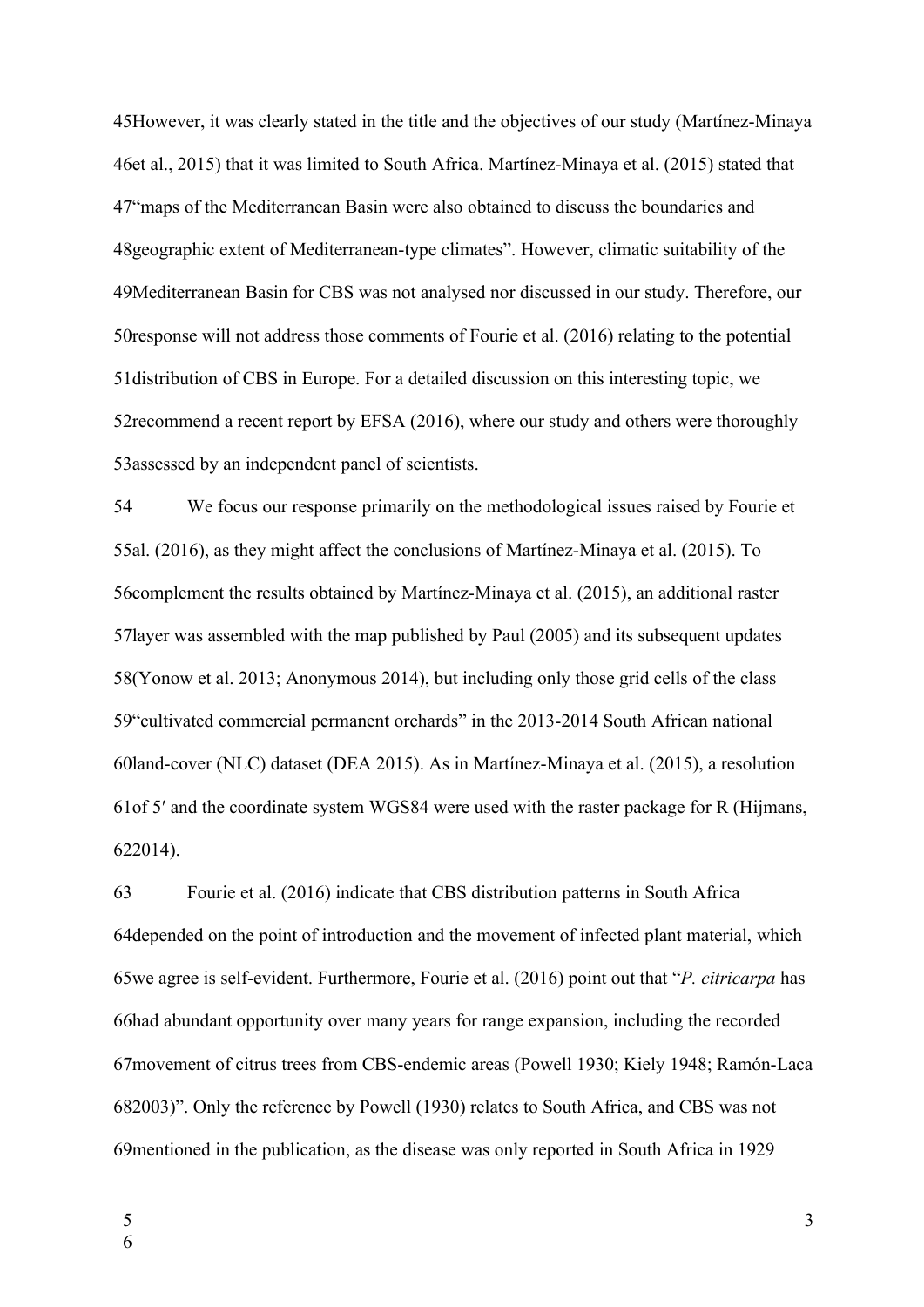However, it was clearly stated in the title and the objectives of our study (Martínez-Minaya et al., 2015) that it was limited to South Africa. Martínez-Minaya et al. (2015) stated that "maps of the Mediterranean Basin were also obtained to discuss the boundaries and geographic extent of Mediterranean-type climates". However, climatic suitability of the Mediterranean Basin for CBS was not analysed nor discussed in our study. Therefore, our response will not address those comments of Fourie et al. (2016) relating to the potential distribution of CBS in Europe. For a detailed discussion on this interesting topic, we recommend a recent report by EFSA (2016), where our study and others were thoroughly assessed by an independent panel of scientists.

We focus our response primarily on the methodological issues raised by Fourie et al. (2016), as they might affect the conclusions of Martínez-Minaya et al. (2015). To complement the results obtained by Martínez-Minaya et al. (2015), an additional raster layer was assembled with the map published by Paul (2005) and its subsequent updates (Yonow et al. 2013; Anonymous 2014), but including only those grid cells of the class "cultivated commercial permanent orchards" in the 2013-2014 South African national land-cover (NLC) dataset (DEA 2015). As in Martínez-Minaya et al. (2015), a resolution of 5′ and the coordinate system WGS84 were used with the raster package for R (Hijmans, 2014).

Fourie et al. (2016) indicate that CBS distribution patterns in South Africa depended on the point of introduction and the movement of infected plant material, which we agree is self-evident. Furthermore, Fourie et al. (2016) point out that "*P. citricarpa* has had abundant opportunity over many years for range expansion, including the recorded movement of citrus trees from CBS-endemic areas (Powell 1930; Kiely 1948; Ramón-Laca 2003)". Only the reference by Powell (1930) relates to South Africa, and CBS was not mentioned in the publication, as the disease was only reported in South Africa in 1929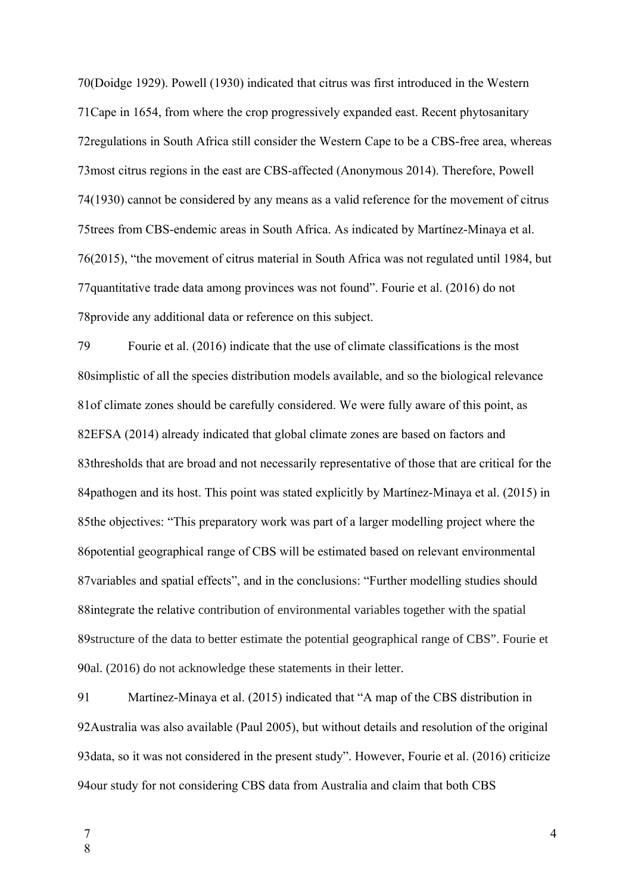(Doidge 1929). Powell (1930) indicated that citrus was first introduced in the Western Cape in 1654, from where the crop progressively expanded east. Recent phytosanitary regulations in South Africa still consider the Western Cape to be a CBS-free area, whereas most citrus regions in the east are CBS-affected (Anonymous 2014). Therefore, Powell (1930) cannot be considered by any means as a valid reference for the movement of citrus trees from CBS-endemic areas in South Africa. As indicated by Martínez-Minaya et al. (2015), "the movement of citrus material in South Africa was not regulated until 1984, but quantitative trade data among provinces was not found". Fourie et al. (2016) do not provide any additional data or reference on this subject.

Fourie et al. (2016) indicate that the use of climate classifications is the most simplistic of all the species distribution models available, and so the biological relevance of climate zones should be carefully considered. We were fully aware of this point, as EFSA (2014) already indicated that global climate zones are based on factors and thresholds that are broad and not necessarily representative of those that are critical for the pathogen and its host. This point was stated explicitly by Martínez-Minaya et al. (2015) in the objectives: "This preparatory work was part of a larger modelling project where the potential geographical range of CBS will be estimated based on relevant environmental variables and spatial effects", and in the conclusions: "Further modelling studies should integrate the relative contribution of environmental variables together with the spatial structure of the data to better estimate the potential geographical range of CBS". Fourie et al. (2016) do not acknowledge these statements in their letter.

Martínez-Minaya et al. (2015) indicated that "A map of the CBS distribution in Australia was also available (Paul 2005), but without details and resolution of the original data, so it was not considered in the present study". However, Fourie et al. (2016) criticize our study for not considering CBS data from Australia and claim that both CBS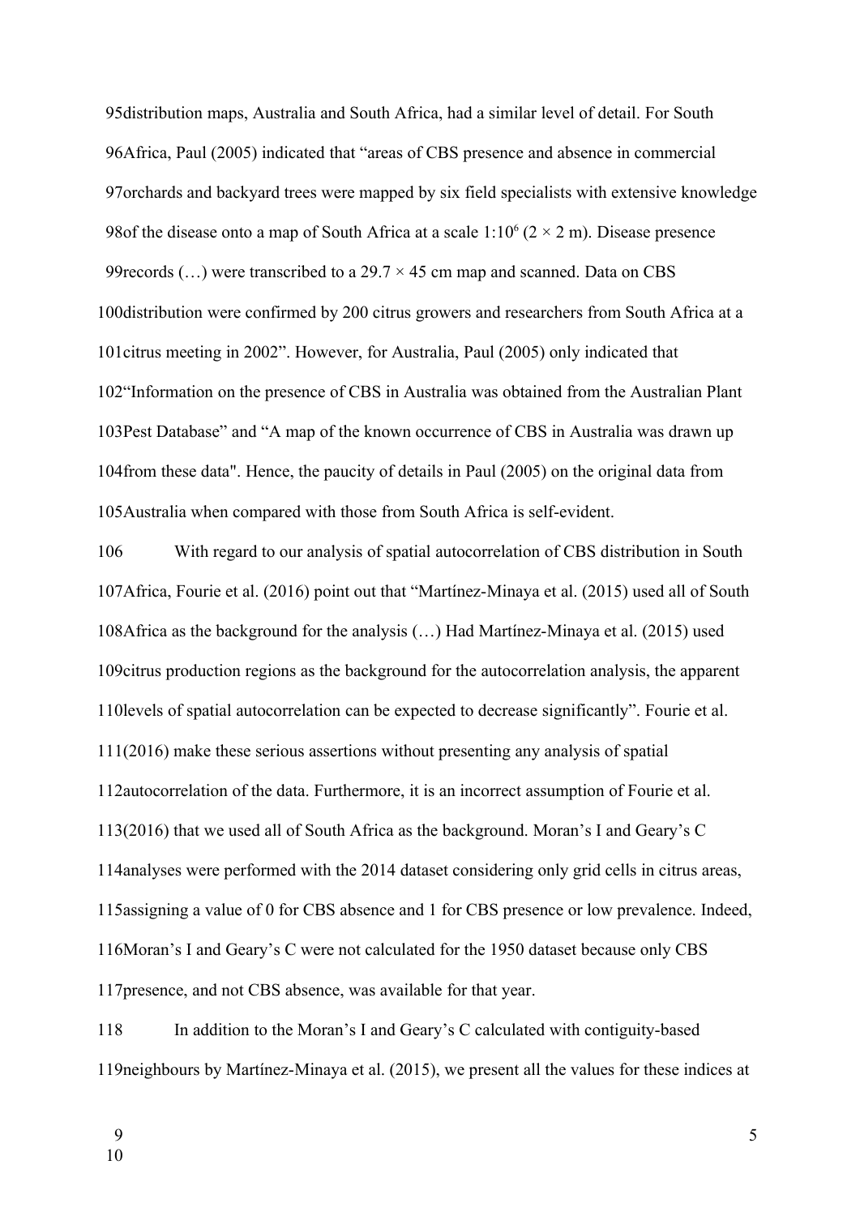distribution maps, Australia and South Africa, had a similar level of detail. For South Africa, Paul (2005) indicated that "areas of CBS presence and absence in commercial orchards and backyard trees were mapped by six field specialists with extensive knowledge of the disease onto a map of South Africa at a scale $1{:}10^6$ ($2 \times 2$ m). Disease presence records (…) were transcribed to a $29.7 \times 45$ cm map and scanned. Data on CBS distribution were confirmed by 200 citrus growers and researchers from South Africa at a citrus meeting in 2002". However, for Australia, Paul (2005) only indicated that "Information on the presence of CBS in Australia was obtained from the Australian Plant Pest Database" and "A map of the known occurrence of CBS in Australia was drawn up from these data". Hence, the paucity of details in Paul (2005) on the original data from Australia when compared with those from South Africa is self-evident.

With regard to our analysis of spatial autocorrelation of CBS distribution in South Africa, Fourie et al. (2016) point out that "Martínez-Minaya et al. (2015) used all of South Africa as the background for the analysis (…) Had Martínez-Minaya et al. (2015) used citrus production regions as the background for the autocorrelation analysis, the apparent levels of spatial autocorrelation can be expected to decrease significantly". Fourie et al. (2016) make these serious assertions without presenting any analysis of spatial autocorrelation of the data. Furthermore, it is an incorrect assumption of Fourie et al. (2016) that we used all of South Africa as the background. Moran's I and Geary's C analyses were performed with the 2014 dataset considering only grid cells in citrus areas, assigning a value of 0 for CBS absence and 1 for CBS presence or low prevalence. Indeed, Moran's I and Geary's C were not calculated for the 1950 dataset because only CBS presence, and not CBS absence, was available for that year.

In addition to the Moran's I and Geary's C calculated with contiguity-based neighbours by Martínez-Minaya et al. (2015), we present all the values for these indices at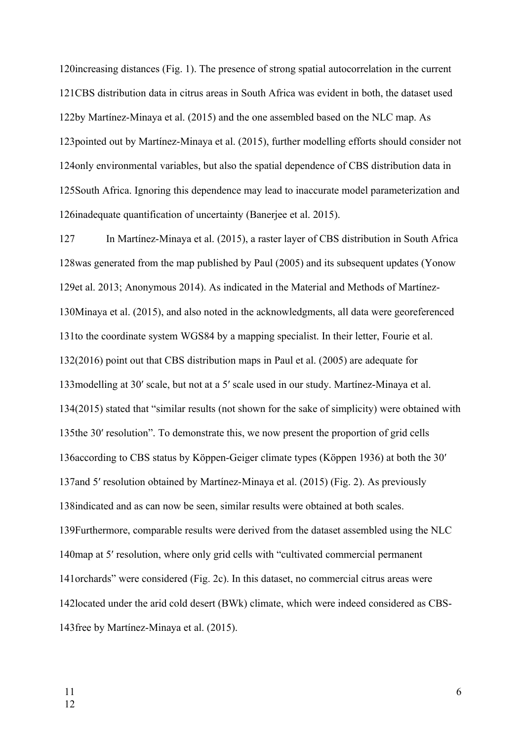increasing distances (Fig. 1). The presence of strong spatial autocorrelation in the current CBS distribution data in citrus areas in South Africa was evident in both, the dataset used by Martínez-Minaya et al. (2015) and the one assembled based on the NLC map. As pointed out by Martínez-Minaya et al. (2015), further modelling efforts should consider not only environmental variables, but also the spatial dependence of CBS distribution data in South Africa. Ignoring this dependence may lead to inaccurate model parameterization and inadequate quantification of uncertainty (Banerjee et al. 2015).

In Martínez-Minaya et al. (2015), a raster layer of CBS distribution in South Africa was generated from the map published by Paul (2005) and its subsequent updates (Yonow et al. 2013; Anonymous 2014). As indicated in the Material and Methods of Martínez-Minaya et al. (2015), and also noted in the acknowledgments, all data were georeferenced to the coordinate system WGS84 by a mapping specialist. In their letter, Fourie et al. (2016) point out that CBS distribution maps in Paul et al. (2005) are adequate for modelling at 30′ scale, but not at a 5′ scale used in our study. Martínez-Minaya et al. (2015) stated that “similar results (not shown for the sake of simplicity) were obtained with the 30′ resolution”. To demonstrate this, we now present the proportion of grid cells according to CBS status by Köppen-Geiger climate types (Köppen 1936) at both the 30′ and 5′ resolution obtained by Martínez-Minaya et al. (2015) (Fig. 2). As previously indicated and as can now be seen, similar results were obtained at both scales. Furthermore, comparable results were derived from the dataset assembled using the NLC map at 5′ resolution, where only grid cells with “cultivated commercial permanent orchards” were considered (Fig. 2c). In this dataset, no commercial citrus areas were located under the arid cold desert (BWk) climate, which were indeed considered as CBS-free by Martínez-Minaya et al. (2015).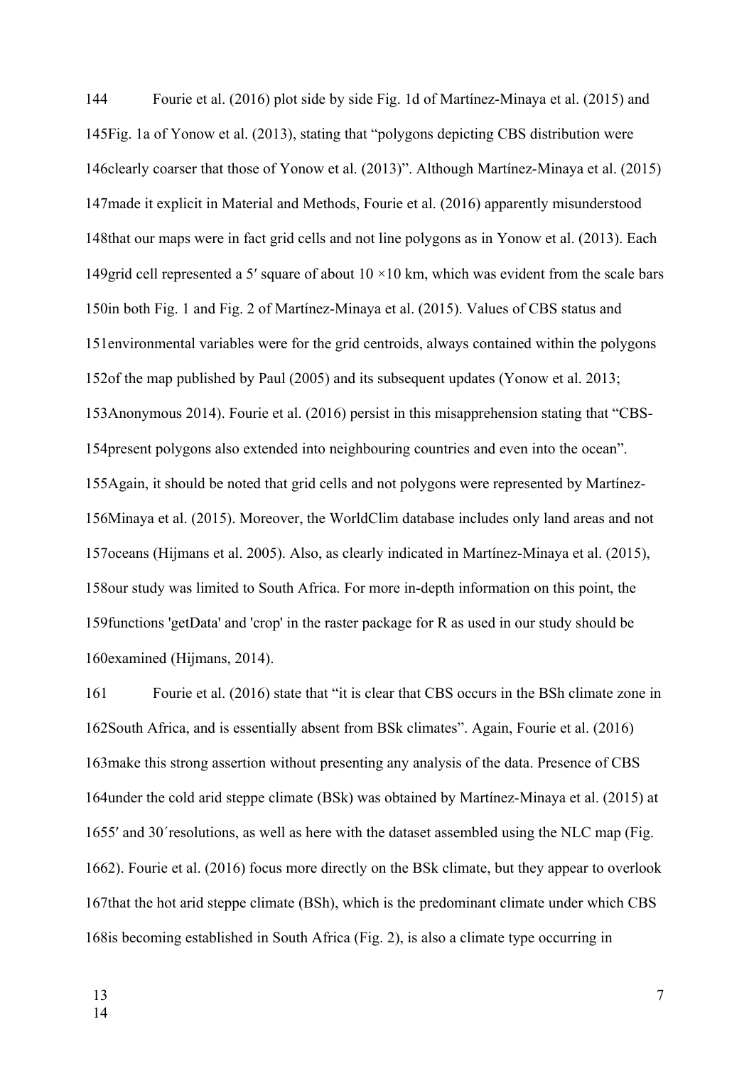Fourie et al. (2016) plot side by side Fig. 1d of Martínez-Minaya et al. (2015) and Fig. 1a of Yonow et al. (2013), stating that "polygons depicting CBS distribution were clearly coarser that those of Yonow et al. (2013)". Although Martínez-Minaya et al. (2015) made it explicit in Material and Methods, Fourie et al. (2016) apparently misunderstood that our maps were in fact grid cells and not line polygons as in Yonow et al. (2013). Each grid cell represented a 5′ square of about 10 ×10 km, which was evident from the scale bars in both Fig. 1 and Fig. 2 of Martínez-Minaya et al. (2015). Values of CBS status and environmental variables were for the grid centroids, always contained within the polygons of the map published by Paul (2005) and its subsequent updates (Yonow et al. 2013; Anonymous 2014). Fourie et al. (2016) persist in this misapprehension stating that "CBS-present polygons also extended into neighbouring countries and even into the ocean". Again, it should be noted that grid cells and not polygons were represented by Martínez-Minaya et al. (2015). Moreover, the WorldClim database includes only land areas and not oceans (Hijmans et al. 2005). Also, as clearly indicated in Martínez-Minaya et al. (2015), our study was limited to South Africa. For more in-depth information on this point, the functions 'getData' and 'crop' in the raster package for R as used in our study should be examined (Hijmans, 2014).

Fourie et al. (2016) state that "it is clear that CBS occurs in the BSh climate zone in South Africa, and is essentially absent from BSk climates". Again, Fourie et al. (2016) make this strong assertion without presenting any analysis of the data. Presence of CBS under the cold arid steppe climate (BSk) was obtained by Martínez-Minaya et al. (2015) at 5′ and 30´resolutions, as well as here with the dataset assembled using the NLC map (Fig. 2). Fourie et al. (2016) focus more directly on the BSk climate, but they appear to overlook that the hot arid steppe climate (BSh), which is the predominant climate under which CBS is becoming established in South Africa (Fig. 2), is also a climate type occurring in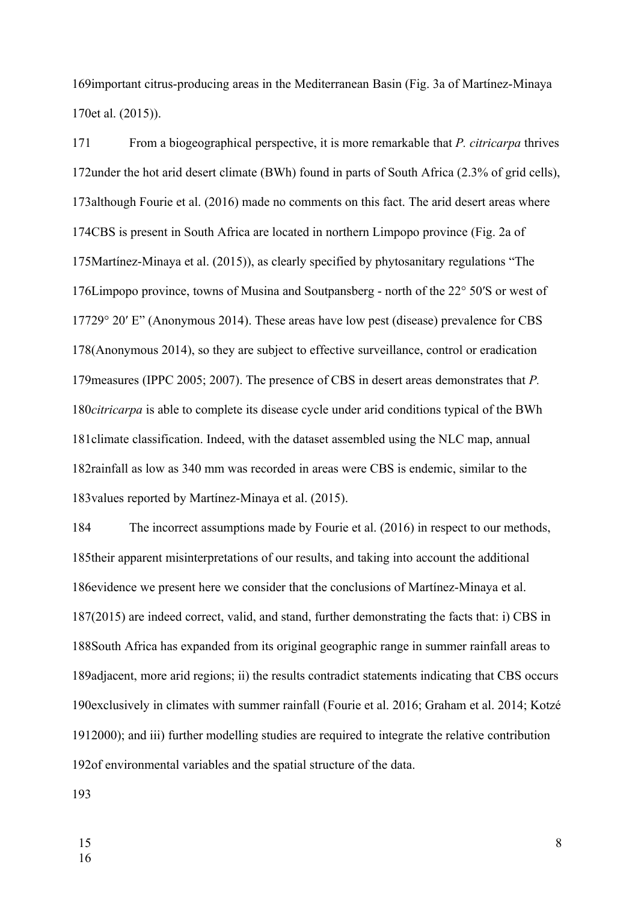important citrus-producing areas in the Mediterranean Basin (Fig. 3a of Martínez-Minaya et al. (2015)).

From a biogeographical perspective, it is more remarkable that *P. citricarpa* thrives under the hot arid desert climate (BWh) found in parts of South Africa (2.3% of grid cells), although Fourie et al. (2016) made no comments on this fact. The arid desert areas where CBS is present in South Africa are located in northern Limpopo province (Fig. 2a of Martínez-Minaya et al. (2015)), as clearly specified by phytosanitary regulations "The Limpopo province, towns of Musina and Soutpansberg - north of the 22° 50′S or west of 29° 20′ E" (Anonymous 2014). These areas have low pest (disease) prevalence for CBS (Anonymous 2014), so they are subject to effective surveillance, control or eradication measures (IPPC 2005; 2007). The presence of CBS in desert areas demonstrates that *P. citricarpa* is able to complete its disease cycle under arid conditions typical of the BWh climate classification. Indeed, with the dataset assembled using the NLC map, annual rainfall as low as 340 mm was recorded in areas were CBS is endemic, similar to the values reported by Martínez-Minaya et al. (2015).

The incorrect assumptions made by Fourie et al. (2016) in respect to our methods, their apparent misinterpretations of our results, and taking into account the additional evidence we present here we consider that the conclusions of Martínez-Minaya et al. (2015) are indeed correct, valid, and stand, further demonstrating the facts that: i) CBS in South Africa has expanded from its original geographic range in summer rainfall areas to adjacent, more arid regions; ii) the results contradict statements indicating that CBS occurs exclusively in climates with summer rainfall (Fourie et al. 2016; Graham et al. 2014; Kotzé 2000); and iii) further modelling studies are required to integrate the relative contribution of environmental variables and the spatial structure of the data.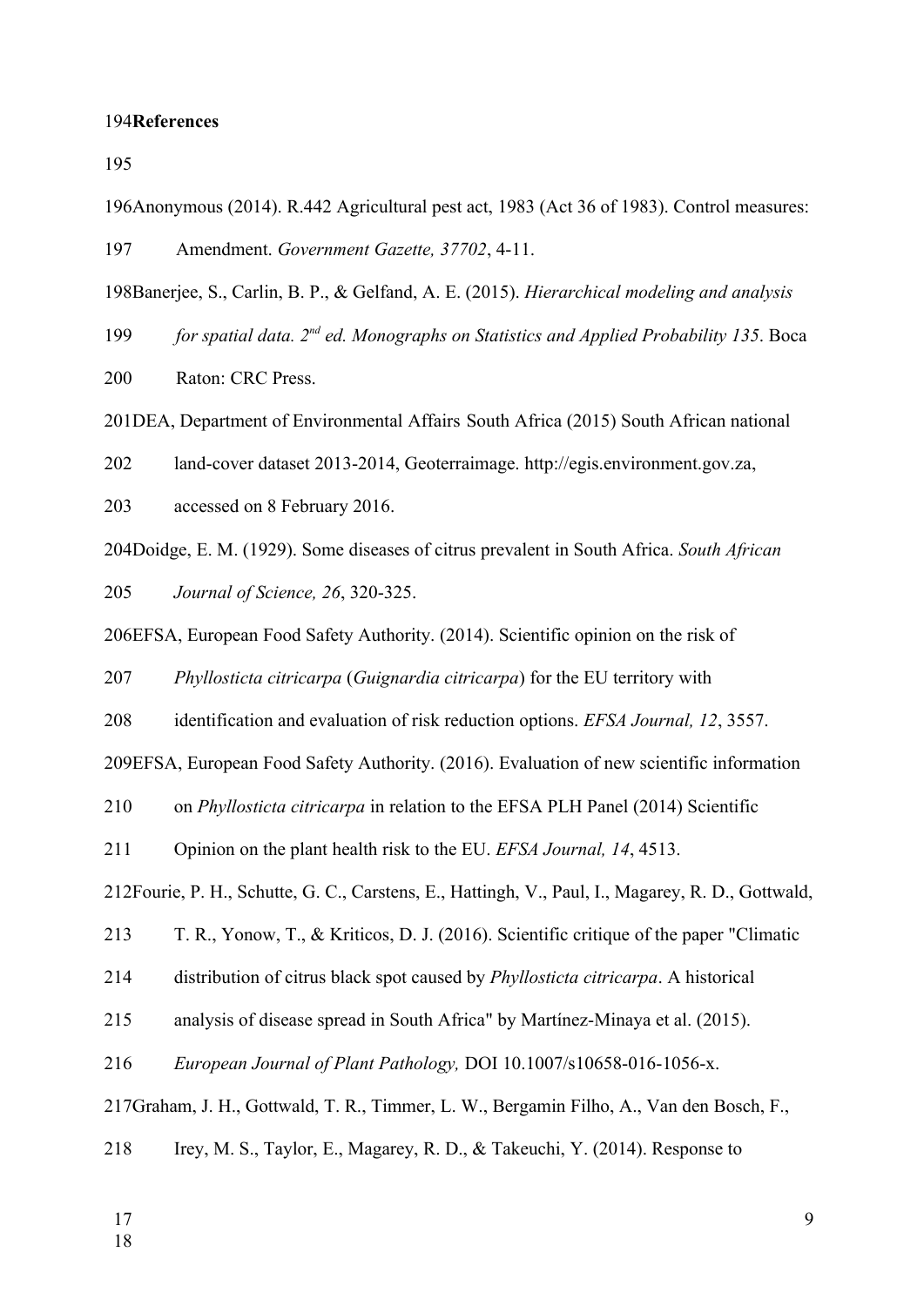**References**

Anonymous (2014). R.442 Agricultural pest act, 1983 (Act 36 of 1983). Control measures: Amendment. *Government Gazette, 37702*, 4-11.

Banerjee, S., Carlin, B. P., & Gelfand, A. E. (2015). *Hierarchical modeling and analysis for spatial data. 2nd ed. Monographs on Statistics and Applied Probability 135*. Boca Raton: CRC Press.

DEA, Department of Environmental Affairs South Africa (2015) South African national land-cover dataset 2013-2014, Geoterraimage. http://egis.environment.gov.za, accessed on 8 February 2016.

Doidge, E. M. (1929). Some diseases of citrus prevalent in South Africa. *South African Journal of Science, 26*, 320-325.

EFSA, European Food Safety Authority. (2014). Scientific opinion on the risk of *Phyllosticta citricarpa* (*Guignardia citricarpa*) for the EU territory with identification and evaluation of risk reduction options. *EFSA Journal, 12*, 3557.

EFSA, European Food Safety Authority. (2016). Evaluation of new scientific information on *Phyllosticta citricarpa* in relation to the EFSA PLH Panel (2014) Scientific Opinion on the plant health risk to the EU. *EFSA Journal, 14*, 4513.

Fourie, P. H., Schutte, G. C., Carstens, E., Hattingh, V., Paul, I., Magarey, R. D., Gottwald, T. R., Yonow, T., & Kriticos, D. J. (2016). Scientific critique of the paper "Climatic distribution of citrus black spot caused by *Phyllosticta citricarpa*. A historical analysis of disease spread in South Africa" by Martínez-Minaya et al. (2015). *European Journal of Plant Pathology,* DOI 10.1007/s10658-016-1056-x.

Graham, J. H., Gottwald, T. R., Timmer, L. W., Bergamin Filho, A., Van den Bosch, F., Irey, M. S., Taylor, E., Magarey, R. D., & Takeuchi, Y. (2014). Response to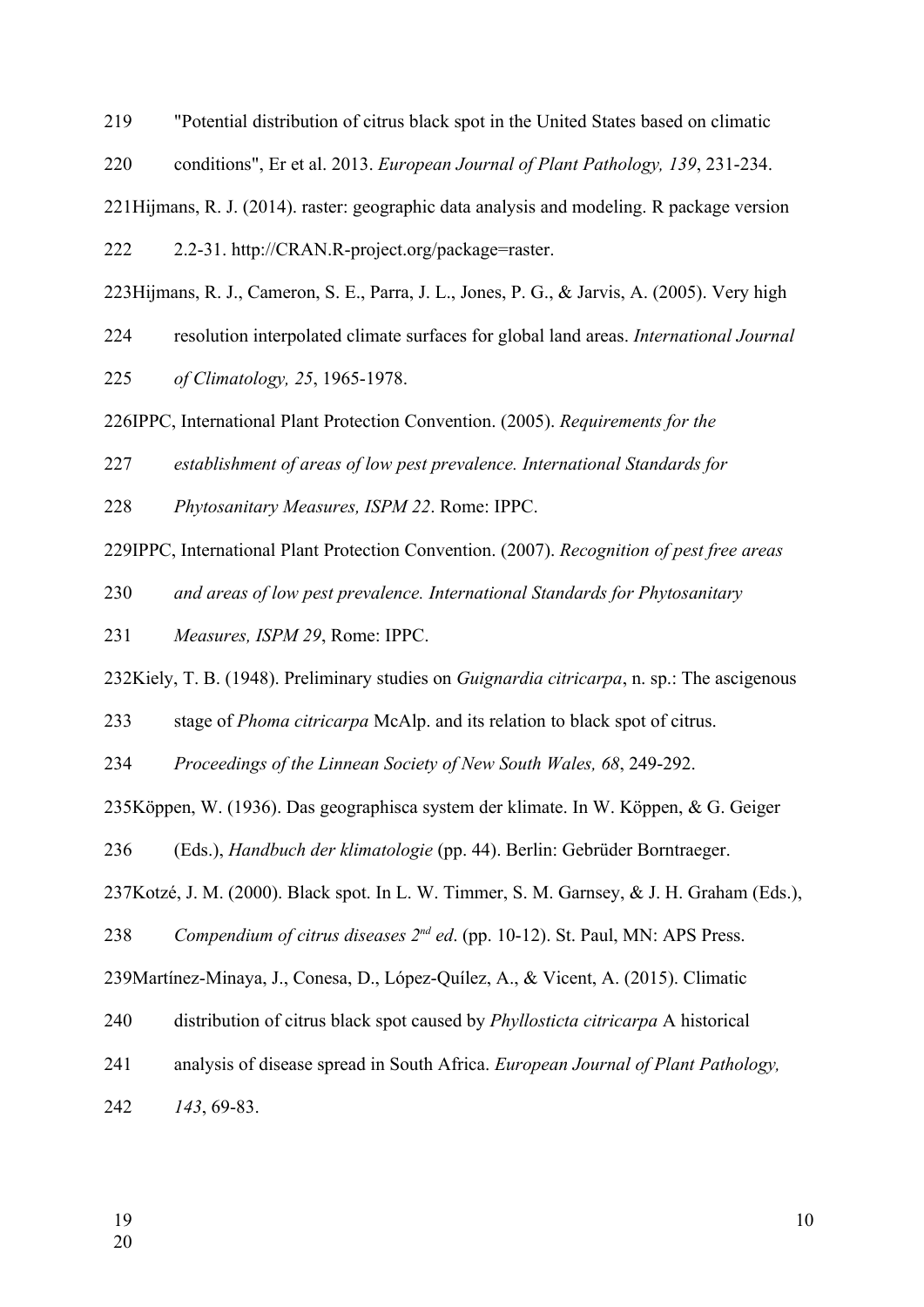"Potential distribution of citrus black spot in the United States based on climatic conditions", Er et al. 2013. *European Journal of Plant Pathology, 139*, 231-234.

Hijmans, R. J. (2014). raster: geographic data analysis and modeling. R package version 2.2-31. http://CRAN.R-project.org/package=raster.

Hijmans, R. J., Cameron, S. E., Parra, J. L., Jones, P. G., & Jarvis, A. (2005). Very high resolution interpolated climate surfaces for global land areas. *International Journal of Climatology, 25*, 1965-1978.

IPPC, International Plant Protection Convention. (2005). *Requirements for the establishment of areas of low pest prevalence. International Standards for Phytosanitary Measures, ISPM 22*. Rome: IPPC.

IPPC, International Plant Protection Convention. (2007). *Recognition of pest free areas and areas of low pest prevalence. International Standards for Phytosanitary Measures, ISPM 29*, Rome: IPPC.

Kiely, T. B. (1948). Preliminary studies on *Guignardia citricarpa*, n. sp.: The ascigenous stage of *Phoma citricarpa* McAlp. and its relation to black spot of citrus. *Proceedings of the Linnean Society of New South Wales, 68*, 249-292.

Köppen, W. (1936). Das geographisca system der klimate. In W. Köppen, & G. Geiger (Eds.), *Handbuch der klimatologie* (pp. 44). Berlin: Gebrüder Borntraeger.

Kotzé, J. M. (2000). Black spot. In L. W. Timmer, S. M. Garnsey, & J. H. Graham (Eds.), *Compendium of citrus diseases 2nd ed*. (pp. 10-12). St. Paul, MN: APS Press.

Martínez-Minaya, J., Conesa, D., López-Quílez, A., & Vicent, A. (2015). Climatic distribution of citrus black spot caused by *Phyllosticta citricarpa* A historical analysis of disease spread in South Africa. *European Journal of Plant Pathology, 143*, 69-83.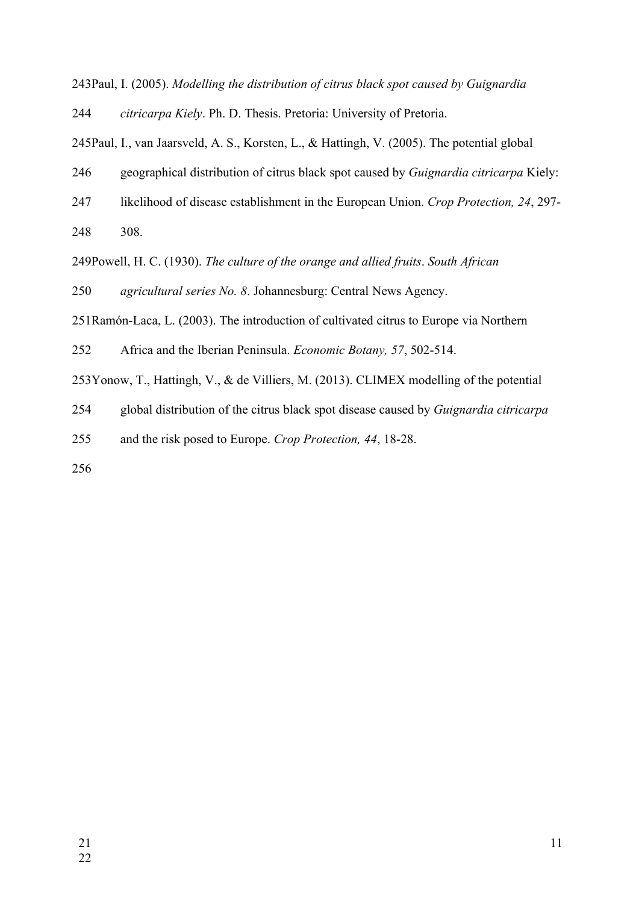Paul, I. (2005). *Modelling the distribution of citrus black spot caused by Guignardia citricarpa Kiely*. Ph. D. Thesis. Pretoria: University of Pretoria.

Paul, I., van Jaarsveld, A. S., Korsten, L., & Hattingh, V. (2005). The potential global geographical distribution of citrus black spot caused by *Guignardia citricarpa* Kiely: likelihood of disease establishment in the European Union. *Crop Protection, 24*, 297-308.

Powell, H. C. (1930). *The culture of the orange and allied fruits*. *South African agricultural series No. 8*. Johannesburg: Central News Agency.

Ramón-Laca, L. (2003). The introduction of cultivated citrus to Europe via Northern Africa and the Iberian Peninsula. *Economic Botany, 57*, 502-514.

Yonow, T., Hattingh, V., & de Villiers, M. (2013). CLIMEX modelling of the potential global distribution of the citrus black spot disease caused by *Guignardia citricarpa* and the risk posed to Europe. *Crop Protection, 44*, 18-28.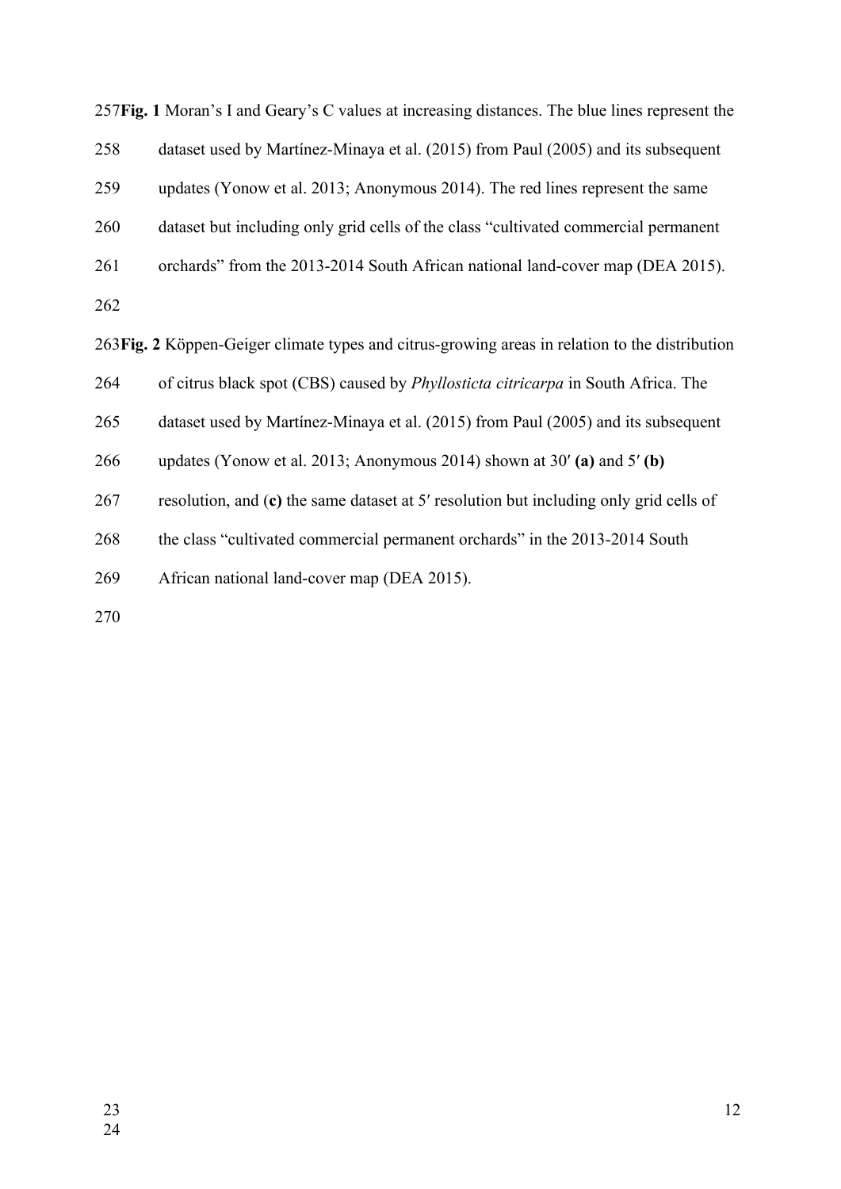**Fig. 1** Moran's I and Geary's C values at increasing distances. The blue lines represent the dataset used by Martínez-Minaya et al. (2015) from Paul (2005) and its subsequent updates (Yonow et al. 2013; Anonymous 2014). The red lines represent the same dataset but including only grid cells of the class "cultivated commercial permanent orchards" from the 2013-2014 South African national land-cover map (DEA 2015).

**Fig. 2** Köppen-Geiger climate types and citrus-growing areas in relation to the distribution of citrus black spot (CBS) caused by *Phyllosticta citricarpa* in South Africa. The dataset used by Martínez-Minaya et al. (2015) from Paul (2005) and its subsequent updates (Yonow et al. 2013; Anonymous 2014) shown at 30′ **(a)** and 5′ **(b)** resolution, and (**c)** the same dataset at 5′ resolution but including only grid cells of the class "cultivated commercial permanent orchards" in the 2013-2014 South African national land-cover map (DEA 2015).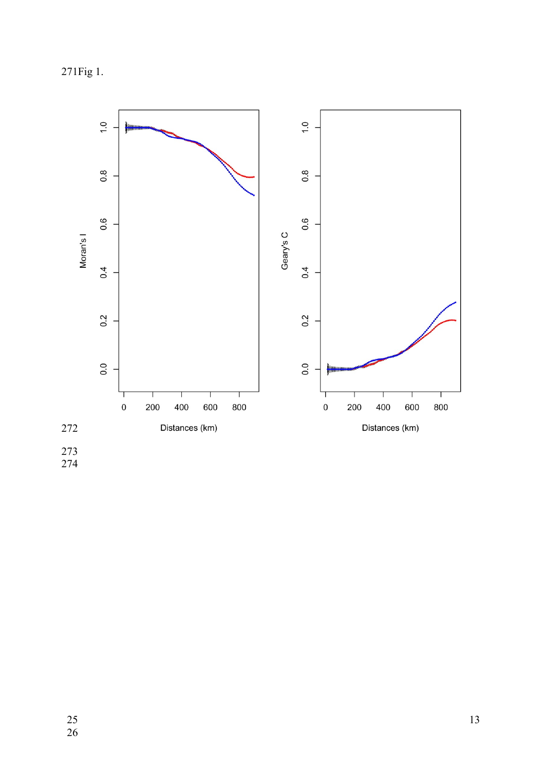Fig 1.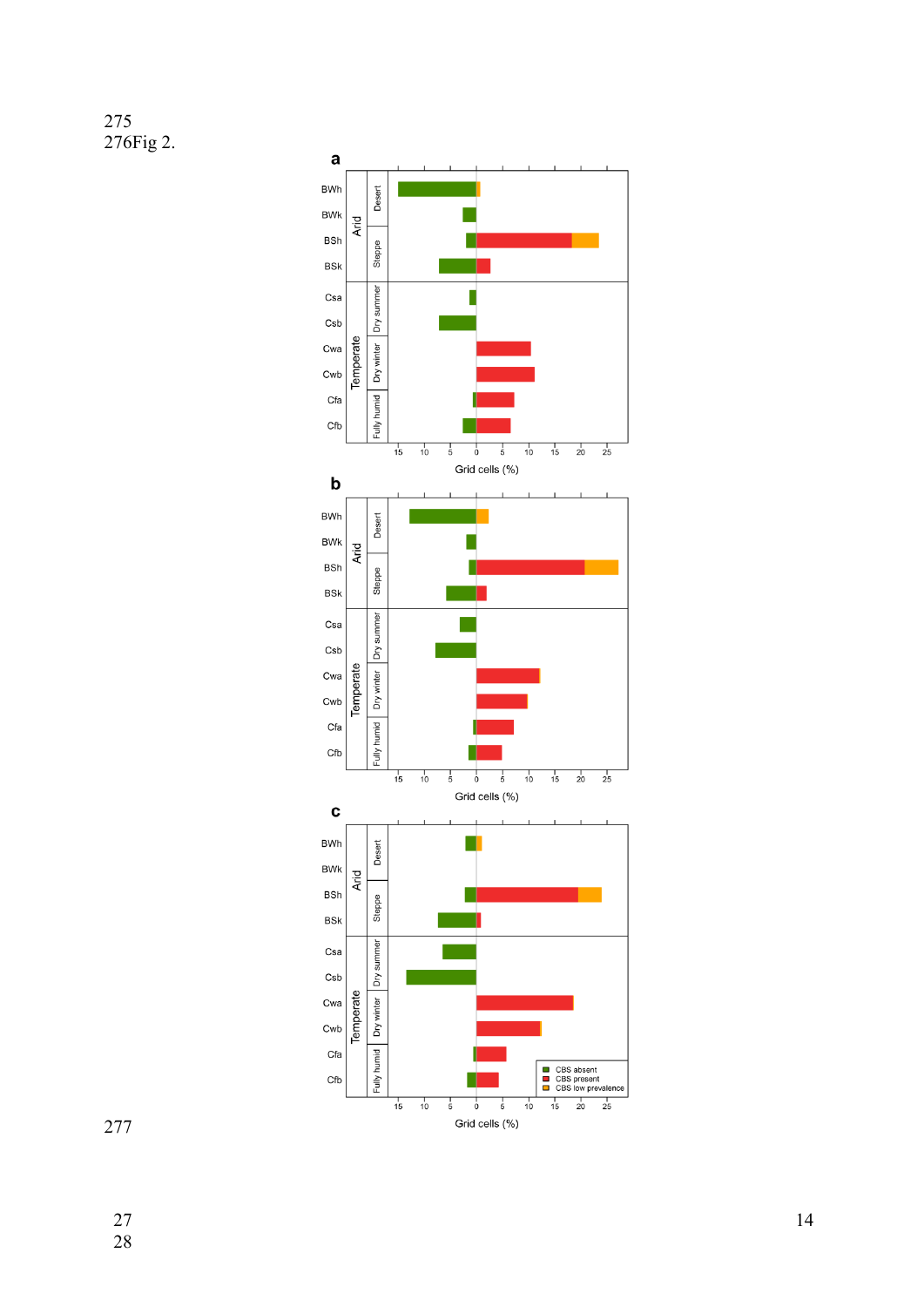275

276Fig 2.

a

BWh
BWk
BSh
BSk
Csa
Csb
Cwa
Cwb
Cfa
Cfb

Arid
Desert
Steppe
Temperate
Dry summer
Dry winter
Fully humid

15 10 5 0 5 10 15 20 25

Grid cells (%)

b

BWh
BWk
BSh
BSk
Csa
Csb
Cwa
Cwb
Cfa
Cfb

Arid
Desert
Steppe
Temperate
Dry summer
Dry winter
Fully humid

15 10 5 0 5 10 15 20 25

Grid cells (%)

c

BWh
BWk
BSh
BSk
Csa
Csb
Cwa
Cwb
Cfa
Cfb

Arid
Desert
Steppe
Temperate
Dry summer
Dry winter
Fully humid

CBS absent
CBS present
CBS low prevalence

15 10 5 0 5 10 15 20 25

Grid cells (%)

277